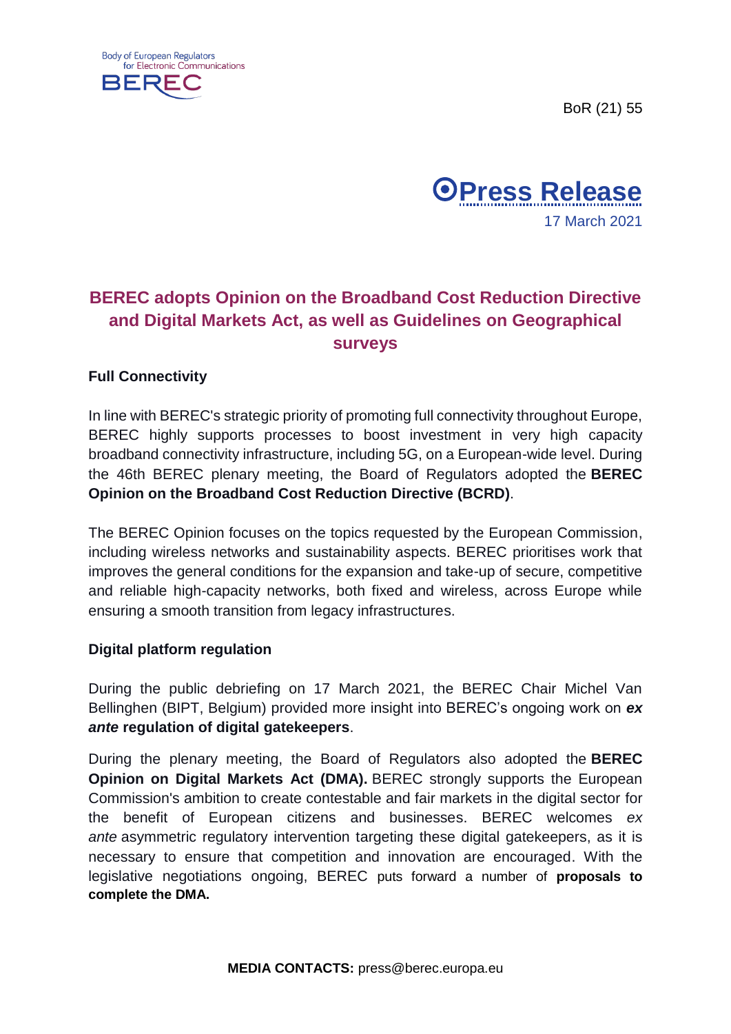Body of European Regulators for Electronic Communications

BEREC

BoR (21) 55

**Press Release**

17 March 2021

# BEREC adopts Opinion on the Broadband Cost Reduction Directive and Digital Markets Act, as well as Guidelines on Geographical surveys

## Full Connectivity

In line with BEREC's strategic priority of promoting full connectivity throughout Europe, BEREC highly supports processes to boost investment in very high capacity broadband connectivity infrastructure, including 5G, on a European-wide level. During the 46th BEREC plenary meeting, the Board of Regulators adopted the **BEREC Opinion on the Broadband Cost Reduction Directive (BCRD)**.

The BEREC Opinion focuses on the topics requested by the European Commission, including wireless networks and sustainability aspects. BEREC prioritises work that improves the general conditions for the expansion and take-up of secure, competitive and reliable high-capacity networks, both fixed and wireless, across Europe while ensuring a smooth transition from legacy infrastructures.

## Digital platform regulation

During the public debriefing on 17 March 2021, the BEREC Chair Michel Van Bellinghen (BIPT, Belgium) provided more insight into BEREC's ongoing work on ***ex ante*** **regulation of digital gatekeepers**.

During the plenary meeting, the Board of Regulators also adopted the **BEREC Opinion on Digital Markets Act (DMA).** BEREC strongly supports the European Commission's ambition to create contestable and fair markets in the digital sector for the benefit of European citizens and businesses. BEREC welcomes *ex ante* asymmetric regulatory intervention targeting these digital gatekeepers, as it is necessary to ensure that competition and innovation are encouraged. With the legislative negotiations ongoing, BEREC puts forward a number of **proposals to complete the DMA.**

**MEDIA CONTACTS:** press@berec.europa.eu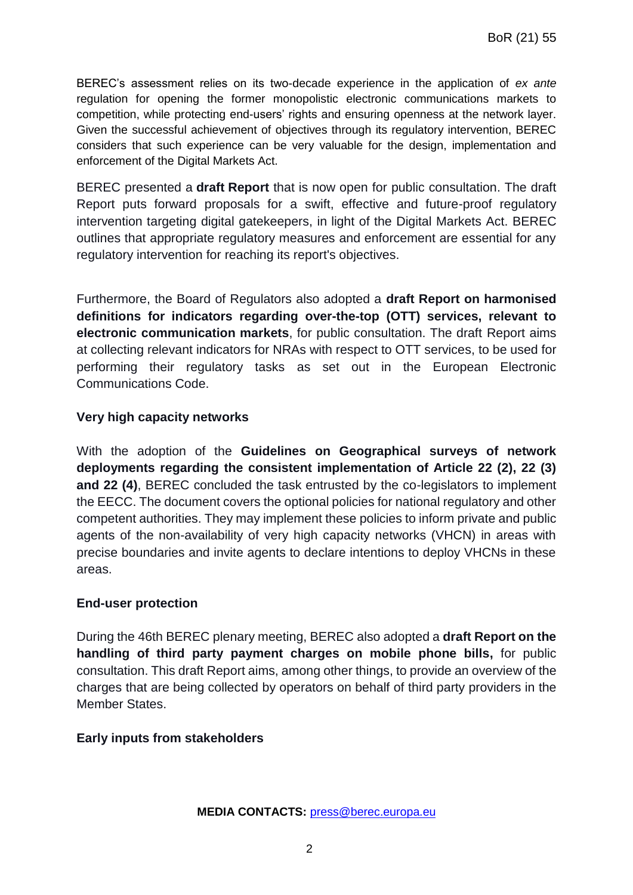BEREC's assessment relies on its two-decade experience in the application of *ex ante* regulation for opening the former monopolistic electronic communications markets to competition, while protecting end-users' rights and ensuring openness at the network layer. Given the successful achievement of objectives through its regulatory intervention, BEREC considers that such experience can be very valuable for the design, implementation and enforcement of the Digital Markets Act.

BEREC presented a **draft Report** that is now open for public consultation. The draft Report puts forward proposals for a swift, effective and future-proof regulatory intervention targeting digital gatekeepers, in light of the Digital Markets Act. BEREC outlines that appropriate regulatory measures and enforcement are essential for any regulatory intervention for reaching its report's objectives.

Furthermore, the Board of Regulators also adopted a **draft Report on harmonised definitions for indicators regarding over-the-top (OTT) services, relevant to electronic communication markets**, for public consultation. The draft Report aims at collecting relevant indicators for NRAs with respect to OTT services, to be used for performing their regulatory tasks as set out in the European Electronic Communications Code.

**Very high capacity networks**

With the adoption of the **Guidelines on Geographical surveys of network deployments regarding the consistent implementation of Article 22 (2), 22 (3) and 22 (4)**, BEREC concluded the task entrusted by the co-legislators to implement the EECC. The document covers the optional policies for national regulatory and other competent authorities. They may implement these policies to inform private and public agents of the non-availability of very high capacity networks (VHCN) in areas with precise boundaries and invite agents to declare intentions to deploy VHCNs in these areas.

**End-user protection**

During the 46th BEREC plenary meeting, BEREC also adopted a **draft Report on the handling of third party payment charges on mobile phone bills,** for public consultation. This draft Report aims, among other things, to provide an overview of the charges that are being collected by operators on behalf of third party providers in the Member States.

**Early inputs from stakeholders**

**MEDIA CONTACTS:** press@berec.europa.eu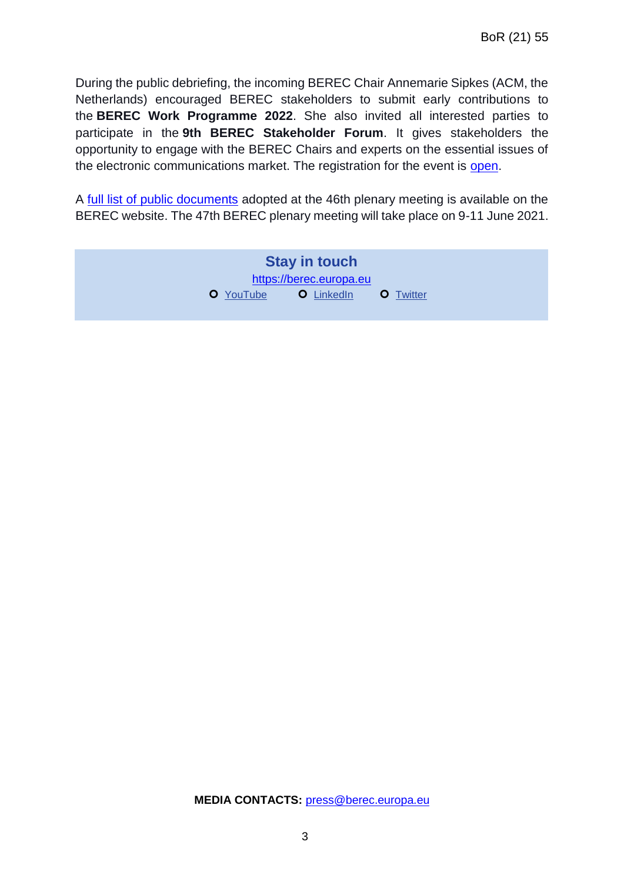During the public debriefing, the incoming BEREC Chair Annemarie Sipkes (ACM, the Netherlands) encouraged BEREC stakeholders to submit early contributions to the **BEREC Work Programme 2022**. She also invited all interested parties to participate in the **9th BEREC Stakeholder Forum**. It gives stakeholders the opportunity to engage with the BEREC Chairs and experts on the essential issues of the electronic communications market. The registration for the event is open.

A full list of public documents adopted at the 46th plenary meeting is available on the BEREC website. The 47th BEREC plenary meeting will take place on 9-11 June 2021.

**Stay in touch**

https://berec.europa.eu

- YouTube
- LinkedIn
- Twitter

**MEDIA CONTACTS:** press@berec.europa.eu